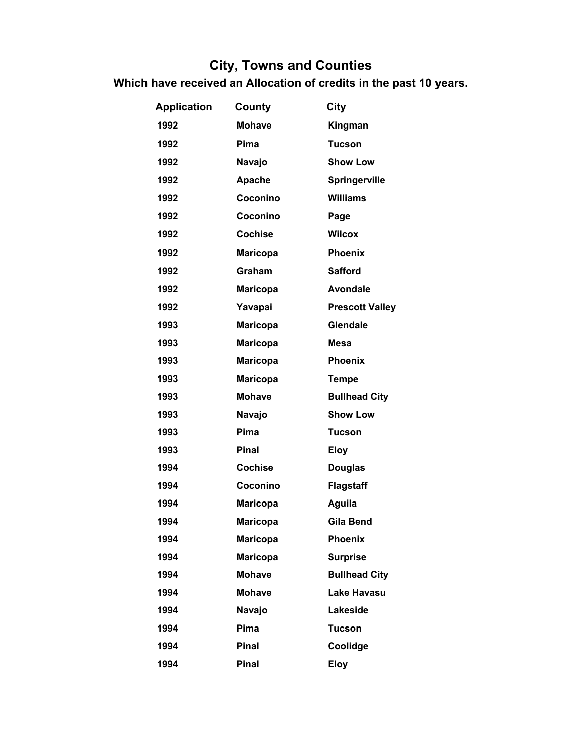# City, Towns and Counties

## Which have received an Allocation of credits in the past 10 years.

| Application | County | City |
|---|---|---|
| 1992 | Mohave | Kingman |
| 1992 | Pima | Tucson |
| 1992 | Navajo | Show Low |
| 1992 | Apache | Springerville |
| 1992 | Coconino | Williams |
| 1992 | Coconino | Page |
| 1992 | Cochise | Wilcox |
| 1992 | Maricopa | Phoenix |
| 1992 | Graham | Safford |
| 1992 | Maricopa | Avondale |
| 1992 | Yavapai | Prescott Valley |
| 1993 | Maricopa | Glendale |
| 1993 | Maricopa | Mesa |
| 1993 | Maricopa | Phoenix |
| 1993 | Maricopa | Tempe |
| 1993 | Mohave | Bullhead City |
| 1993 | Navajo | Show Low |
| 1993 | Pima | Tucson |
| 1993 | Pinal | Eloy |
| 1994 | Cochise | Douglas |
| 1994 | Coconino | Flagstaff |
| 1994 | Maricopa | Aguila |
| 1994 | Maricopa | Gila Bend |
| 1994 | Maricopa | Phoenix |
| 1994 | Maricopa | Surprise |
| 1994 | Mohave | Bullhead City |
| 1994 | Mohave | Lake Havasu |
| 1994 | Navajo | Lakeside |
| 1994 | Pima | Tucson |
| 1994 | Pinal | Coolidge |
| 1994 | Pinal | Eloy |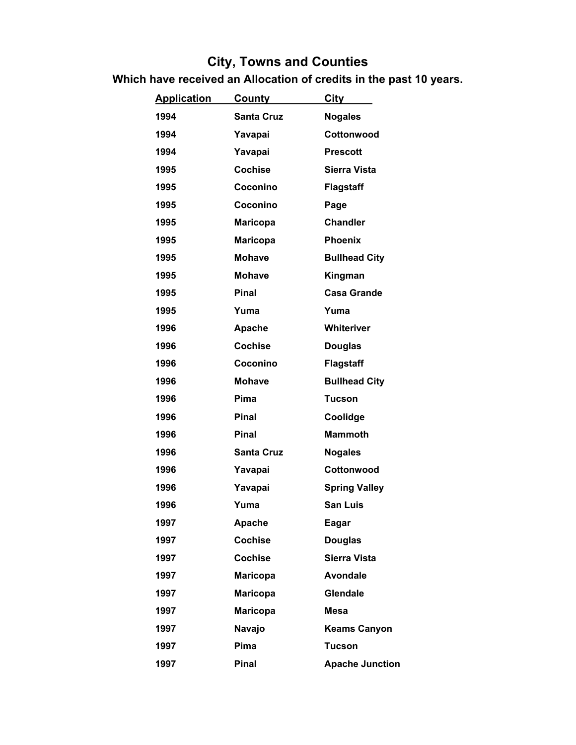## City, Towns and Counties

### Which have received an Allocation of credits in the past 10 years.

| Application | County | City |
|---|---|---|
| 1994 | Santa Cruz | Nogales |
| 1994 | Yavapai | Cottonwood |
| 1994 | Yavapai | Prescott |
| 1995 | Cochise | Sierra Vista |
| 1995 | Coconino | Flagstaff |
| 1995 | Coconino | Page |
| 1995 | Maricopa | Chandler |
| 1995 | Maricopa | Phoenix |
| 1995 | Mohave | Bullhead City |
| 1995 | Mohave | Kingman |
| 1995 | Pinal | Casa Grande |
| 1995 | Yuma | Yuma |
| 1996 | Apache | Whiteriver |
| 1996 | Cochise | Douglas |
| 1996 | Coconino | Flagstaff |
| 1996 | Mohave | Bullhead City |
| 1996 | Pima | Tucson |
| 1996 | Pinal | Coolidge |
| 1996 | Pinal | Mammoth |
| 1996 | Santa Cruz | Nogales |
| 1996 | Yavapai | Cottonwood |
| 1996 | Yavapai | Spring Valley |
| 1996 | Yuma | San Luis |
| 1997 | Apache | Eagar |
| 1997 | Cochise | Douglas |
| 1997 | Cochise | Sierra Vista |
| 1997 | Maricopa | Avondale |
| 1997 | Maricopa | Glendale |
| 1997 | Maricopa | Mesa |
| 1997 | Navajo | Keams Canyon |
| 1997 | Pima | Tucson |
| 1997 | Pinal | Apache Junction |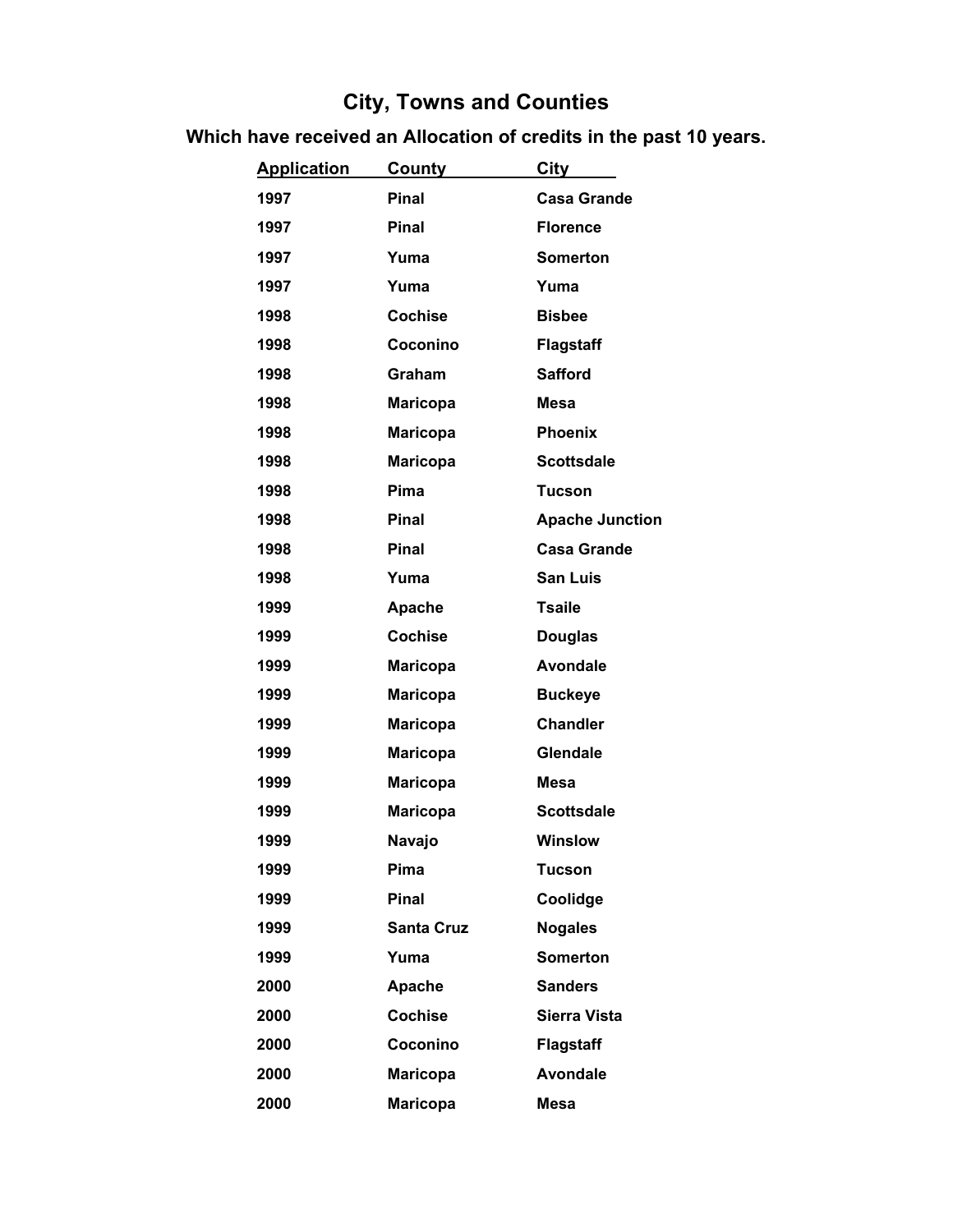# City, Towns and Counties

## Which have received an Allocation of credits in the past 10 years.

| Application | County | City |
|---|---|---|
| 1997 | Pinal | Casa Grande |
| 1997 | Pinal | Florence |
| 1997 | Yuma | Somerton |
| 1997 | Yuma | Yuma |
| 1998 | Cochise | Bisbee |
| 1998 | Coconino | Flagstaff |
| 1998 | Graham | Safford |
| 1998 | Maricopa | Mesa |
| 1998 | Maricopa | Phoenix |
| 1998 | Maricopa | Scottsdale |
| 1998 | Pima | Tucson |
| 1998 | Pinal | Apache Junction |
| 1998 | Pinal | Casa Grande |
| 1998 | Yuma | San Luis |
| 1999 | Apache | Tsaile |
| 1999 | Cochise | Douglas |
| 1999 | Maricopa | Avondale |
| 1999 | Maricopa | Buckeye |
| 1999 | Maricopa | Chandler |
| 1999 | Maricopa | Glendale |
| 1999 | Maricopa | Mesa |
| 1999 | Maricopa | Scottsdale |
| 1999 | Navajo | Winslow |
| 1999 | Pima | Tucson |
| 1999 | Pinal | Coolidge |
| 1999 | Santa Cruz | Nogales |
| 1999 | Yuma | Somerton |
| 2000 | Apache | Sanders |
| 2000 | Cochise | Sierra Vista |
| 2000 | Coconino | Flagstaff |
| 2000 | Maricopa | Avondale |
| 2000 | Maricopa | Mesa |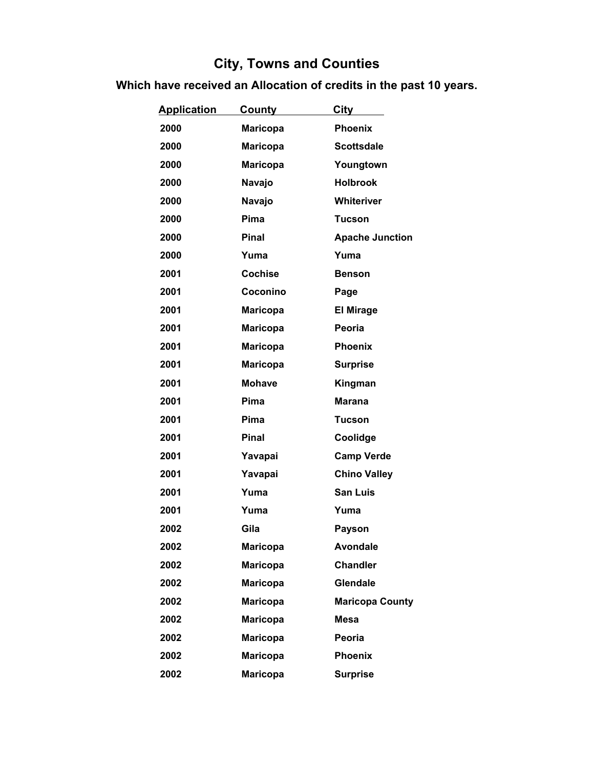# City, Towns and Counties

## Which have received an Allocation of credits in the past 10 years.

| Application | County | City |
|---|---|---|
| 2000 | Maricopa | Phoenix |
| 2000 | Maricopa | Scottsdale |
| 2000 | Maricopa | Youngtown |
| 2000 | Navajo | Holbrook |
| 2000 | Navajo | Whiteriver |
| 2000 | Pima | Tucson |
| 2000 | Pinal | Apache Junction |
| 2000 | Yuma | Yuma |
| 2001 | Cochise | Benson |
| 2001 | Coconino | Page |
| 2001 | Maricopa | El Mirage |
| 2001 | Maricopa | Peoria |
| 2001 | Maricopa | Phoenix |
| 2001 | Maricopa | Surprise |
| 2001 | Mohave | Kingman |
| 2001 | Pima | Marana |
| 2001 | Pima | Tucson |
| 2001 | Pinal | Coolidge |
| 2001 | Yavapai | Camp Verde |
| 2001 | Yavapai | Chino Valley |
| 2001 | Yuma | San Luis |
| 2001 | Yuma | Yuma |
| 2002 | Gila | Payson |
| 2002 | Maricopa | Avondale |
| 2002 | Maricopa | Chandler |
| 2002 | Maricopa | Glendale |
| 2002 | Maricopa | Maricopa County |
| 2002 | Maricopa | Mesa |
| 2002 | Maricopa | Peoria |
| 2002 | Maricopa | Phoenix |
| 2002 | Maricopa | Surprise |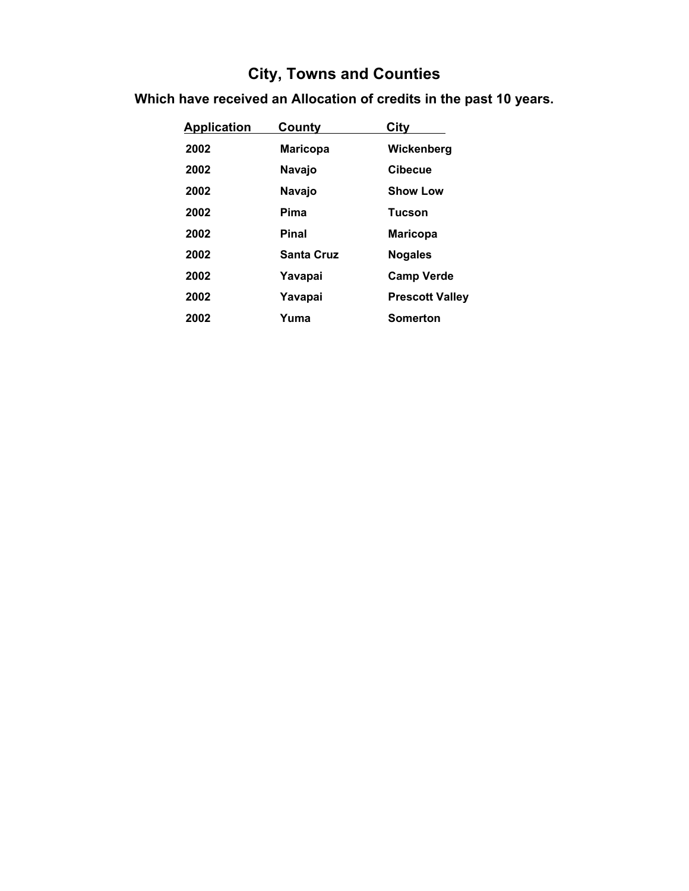# City, Towns and Counties

## Which have received an Allocation of credits in the past 10 years.

| Application | County | City |
|---|---|---|
| 2002 | Maricopa | Wickenberg |
| 2002 | Navajo | Cibecue |
| 2002 | Navajo | Show Low |
| 2002 | Pima | Tucson |
| 2002 | Pinal | Maricopa |
| 2002 | Santa Cruz | Nogales |
| 2002 | Yavapai | Camp Verde |
| 2002 | Yavapai | Prescott Valley |
| 2002 | Yuma | Somerton |